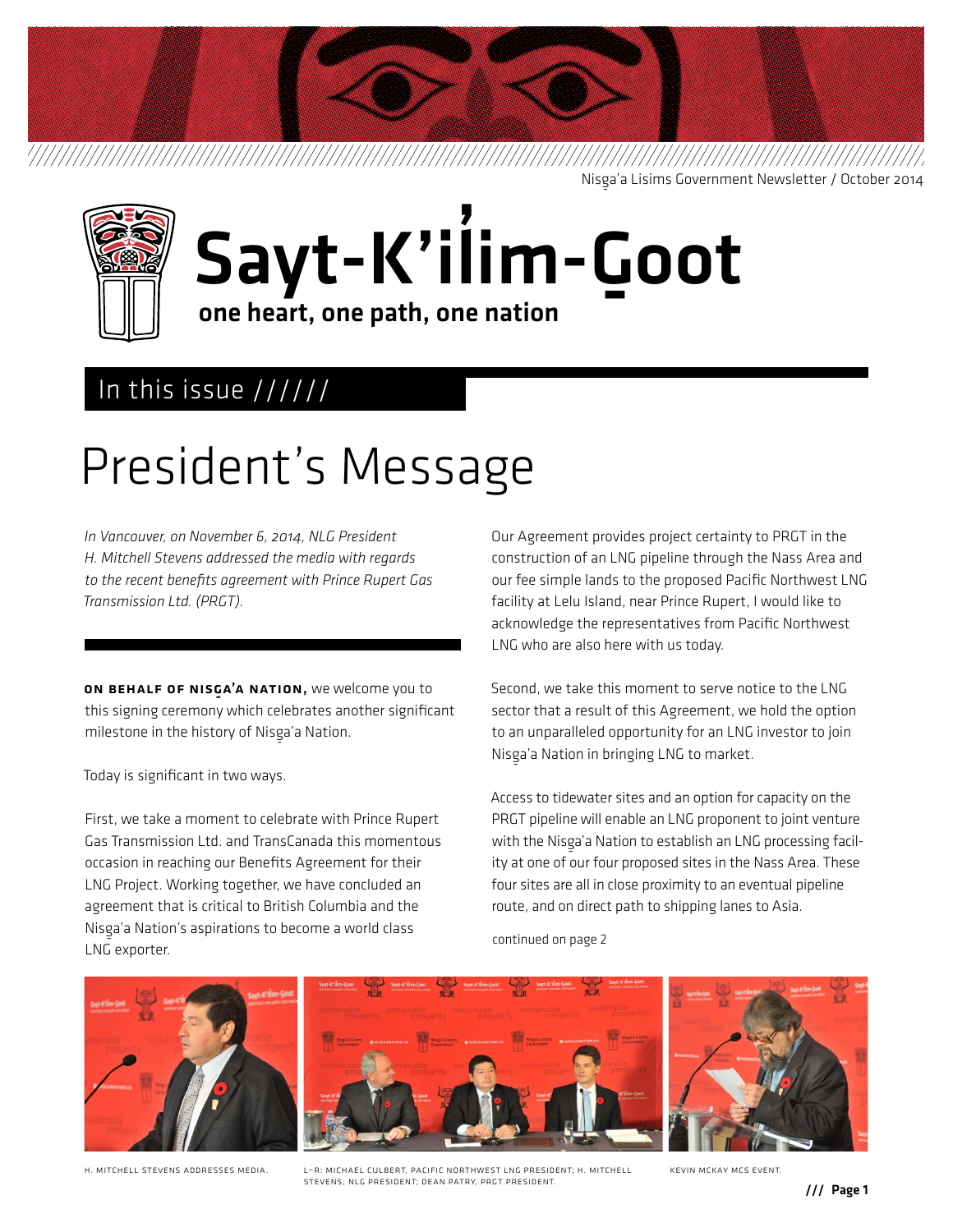Nisg̱a'a Lisims Government Newsletter / October 2014

# Sayt-K'il̓im-G̱oot

**one heart, one path, one nation**

## In this issue //////

# President's Message

*In Vancouver, on November 6, 2014, NLG President H. Mitchell Stevens addressed the media with regards to the recent benefits agreement with Prince Rupert Gas Transmission Ltd. (PRGT).*

**ON BEHALF OF NISG̱A'A NATION,** we welcome you to this signing ceremony which celebrates another significant milestone in the history of Nisg̱a'a Nation.

Today is significant in two ways.

First, we take a moment to celebrate with Prince Rupert Gas Transmission Ltd. and TransCanada this momentous occasion in reaching our Benefits Agreement for their LNG Project. Working together, we have concluded an agreement that is critical to British Columbia and the Nisg̱a'a Nation's aspirations to become a world class LNG exporter.

Our Agreement provides project certainty to PRGT in the construction of an LNG pipeline through the Nass Area and our fee simple lands to the proposed Pacific Northwest LNG facility at Lelu Island, near Prince Rupert, I would like to acknowledge the representatives from Pacific Northwest LNG who are also here with us today.

Second, we take this moment to serve notice to the LNG sector that a result of this Agreement, we hold the option to an unparalleled opportunity for an LNG investor to join Nisg̱a'a Nation in bringing LNG to market.

Access to tidewater sites and an option for capacity on the PRGT pipeline will enable an LNG proponent to joint venture with the Nisg̱a'a Nation to establish an LNG processing facility at one of our four proposed sites in the Nass Area. These four sites are all in close proximity to an eventual pipeline route, and on direct path to shipping lanes to Asia.

continued on page 2

H. MITCHELL STEVENS ADDRESSES MEDIA.

L–R: MICHAEL CULBERT, PACIFIC NORTHWEST LNG PRESIDENT; H. MITCHELL STEVENS, NLG PRESIDENT; DEAN PATRY, PRGT PRESIDENT.

KEVIN MCKAY MCS EVENT.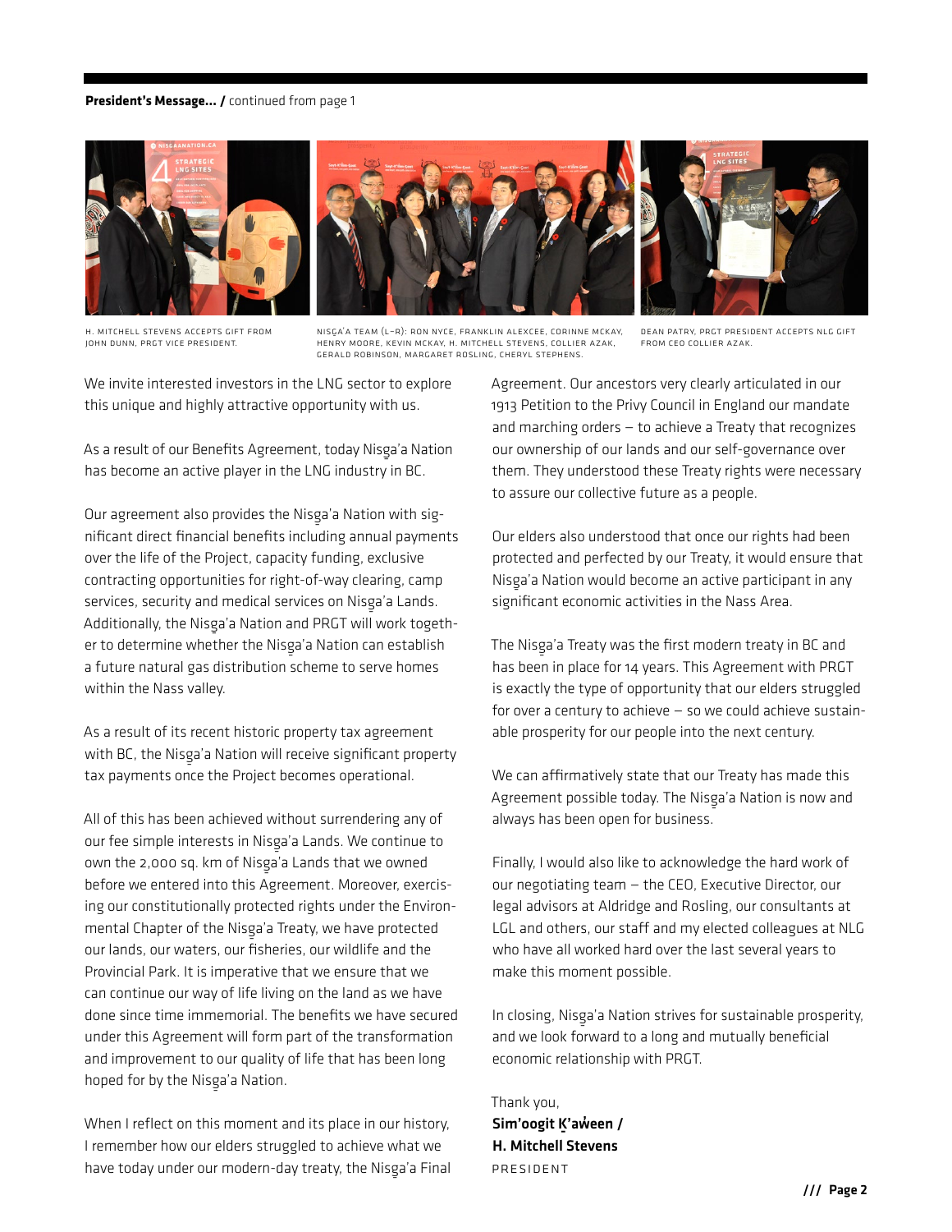**President's Message... /** continued from page 1

H. MITCHELL STEVENS ACCEPTS GIFT FROM JOHN DUNN, PRGT VICE PRESIDENT.

NISG̱A'A TEAM (L–R): RON NYCE, FRANKLIN ALEXCEE, CORINNE MCKAY, HENRY MOORE, KEVIN MCKAY, H. MITCHELL STEVENS, COLLIER AZAK, GERALD ROBINSON, MARGARET ROSLING, CHERYL STEPHENS.

DEAN PATRY, PRGT PRESIDENT ACCEPTS NLG GIFT FROM CEO COLLIER AZAK.

We invite interested investors in the LNG sector to explore this unique and highly attractive opportunity with us.

As a result of our Benefits Agreement, today Nisg̱a'a Nation has become an active player in the LNG industry in BC.

Our agreement also provides the Nisg̱a'a Nation with significant direct financial benefits including annual payments over the life of the Project, capacity funding, exclusive contracting opportunities for right-of-way clearing, camp services, security and medical services on Nisg̱a'a Lands. Additionally, the Nisg̱a'a Nation and PRGT will work together to determine whether the Nisg̱a'a Nation can establish a future natural gas distribution scheme to serve homes within the Nass valley.

As a result of its recent historic property tax agreement with BC, the Nisg̱a'a Nation will receive significant property tax payments once the Project becomes operational.

All of this has been achieved without surrendering any of our fee simple interests in Nisg̱a'a Lands. We continue to own the 2,000 sq. km of Nisg̱a'a Lands that we owned before we entered into this Agreement. Moreover, exercising our constitutionally protected rights under the Environmental Chapter of the Nisg̱a'a Treaty, we have protected our lands, our waters, our fisheries, our wildlife and the Provincial Park. It is imperative that we ensure that we can continue our way of life living on the land as we have done since time immemorial. The benefits we have secured under this Agreement will form part of the transformation and improvement to our quality of life that has been long hoped for by the Nisg̱a'a Nation.

When I reflect on this moment and its place in our history, I remember how our elders struggled to achieve what we have today under our modern-day treaty, the Nisg̱a'a Final Agreement. Our ancestors very clearly articulated in our 1913 Petition to the Privy Council in England our mandate and marching orders – to achieve a Treaty that recognizes our ownership of our lands and our self-governance over them. They understood these Treaty rights were necessary to assure our collective future as a people.

Our elders also understood that once our rights had been protected and perfected by our Treaty, it would ensure that Nisg̱a'a Nation would become an active participant in any significant economic activities in the Nass Area.

The Nisg̱a'a Treaty was the first modern treaty in BC and has been in place for 14 years. This Agreement with PRGT is exactly the type of opportunity that our elders struggled for over a century to achieve – so we could achieve sustainable prosperity for our people into the next century.

We can affirmatively state that our Treaty has made this Agreement possible today. The Nisg̱a'a Nation is now and always has been open for business.

Finally, I would also like to acknowledge the hard work of our negotiating team – the CEO, Executive Director, our legal advisors at Aldridge and Rosling, our consultants at LGL and others, our staff and my elected colleagues at NLG who have all worked hard over the last several years to make this moment possible.

In closing, Nisg̱a'a Nation strives for sustainable prosperity, and we look forward to a long and mutually beneficial economic relationship with PRGT.

Thank you,

**Sim'oogit K̲'aw̓een /**
**H. Mitchell Stevens**
PRESIDENT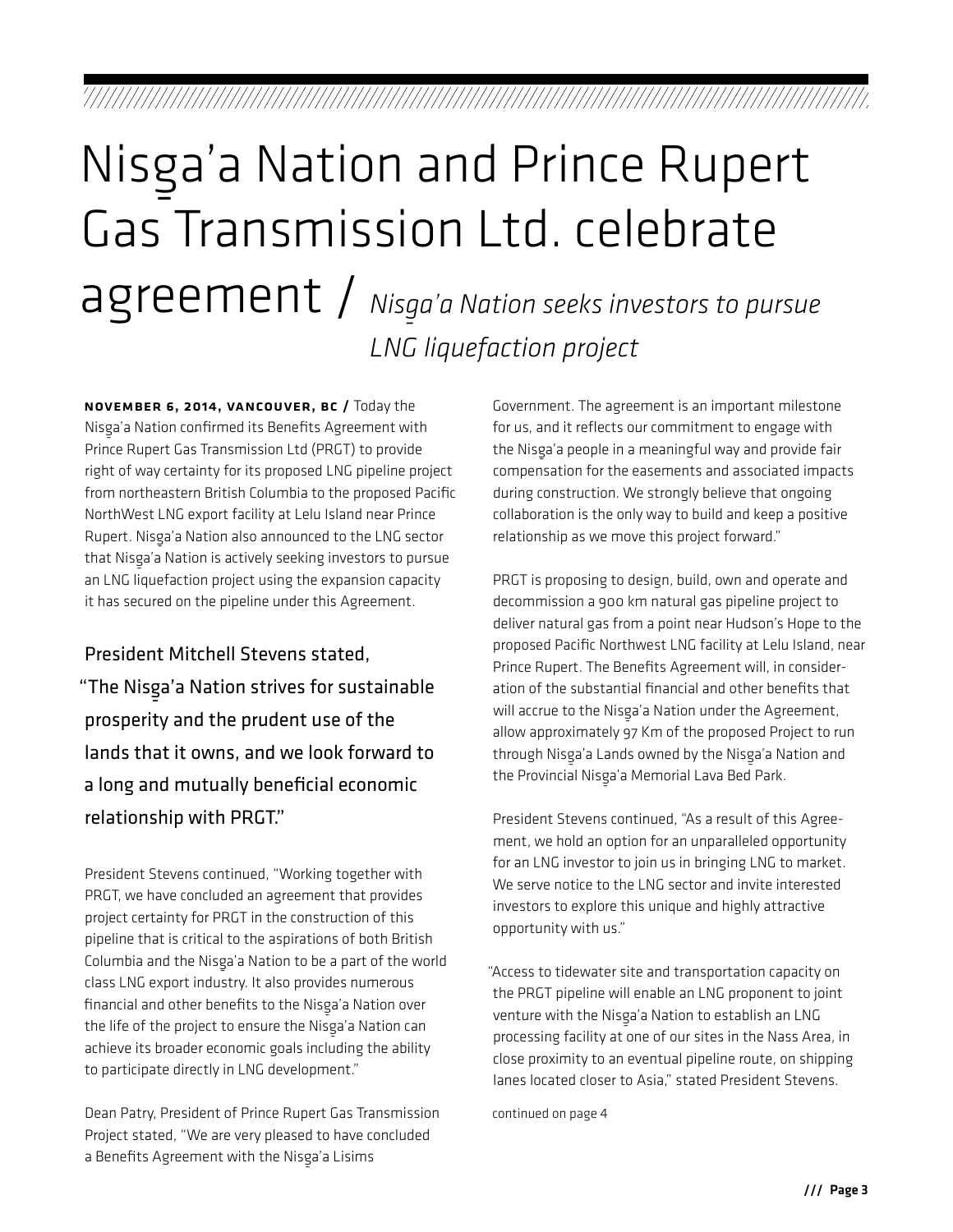# Nisg̱a'a Nation and Prince Rupert Gas Transmission Ltd. celebrate agreement / *Nisg̱a'a Nation seeks investors to pursue LNG liquefaction project*

**NOVEMBER 6, 2014, VANCOUVER, BC /** Today the Nisg̱a'a Nation confirmed its Benefits Agreement with Prince Rupert Gas Transmission Ltd (PRGT) to provide right of way certainty for its proposed LNG pipeline project from northeastern British Columbia to the proposed Pacific NorthWest LNG export facility at Lelu Island near Prince Rupert. Nisg̱a'a Nation also announced to the LNG sector that Nisg̱a'a Nation is actively seeking investors to pursue an LNG liquefaction project using the expansion capacity it has secured on the pipeline under this Agreement.

President Mitchell Stevens stated, "The Nisg̱a'a Nation strives for sustainable prosperity and the prudent use of the lands that it owns, and we look forward to a long and mutually beneficial economic relationship with PRGT."

President Stevens continued, "Working together with PRGT, we have concluded an agreement that provides project certainty for PRGT in the construction of this pipeline that is critical to the aspirations of both British Columbia and the Nisg̱a'a Nation to be a part of the world class LNG export industry. It also provides numerous financial and other benefits to the Nisg̱a'a Nation over the life of the project to ensure the Nisg̱a'a Nation can achieve its broader economic goals including the ability to participate directly in LNG development."

Dean Patry, President of Prince Rupert Gas Transmission Project stated, "We are very pleased to have concluded a Benefits Agreement with the Nisg̱a'a Lisims Government. The agreement is an important milestone for us, and it reflects our commitment to engage with the Nisg̱a'a people in a meaningful way and provide fair compensation for the easements and associated impacts during construction. We strongly believe that ongoing collaboration is the only way to build and keep a positive relationship as we move this project forward."

PRGT is proposing to design, build, own and operate and decommission a 900 km natural gas pipeline project to deliver natural gas from a point near Hudson's Hope to the proposed Pacific Northwest LNG facility at Lelu Island, near Prince Rupert. The Benefits Agreement will, in consideration of the substantial financial and other benefits that will accrue to the Nisg̱a'a Nation under the Agreement, allow approximately 97 Km of the proposed Project to run through Nisg̱a'a Lands owned by the Nisg̱a'a Nation and the Provincial Nisg̱a'a Memorial Lava Bed Park.

President Stevens continued, "As a result of this Agreement, we hold an option for an unparalleled opportunity for an LNG investor to join us in bringing LNG to market. We serve notice to the LNG sector and invite interested investors to explore this unique and highly attractive opportunity with us."

"Access to tidewater site and transportation capacity on the PRGT pipeline will enable an LNG proponent to joint venture with the Nisg̱a'a Nation to establish an LNG processing facility at one of our sites in the Nass Area, in close proximity to an eventual pipeline route, on shipping lanes located closer to Asia," stated President Stevens.

continued on page 4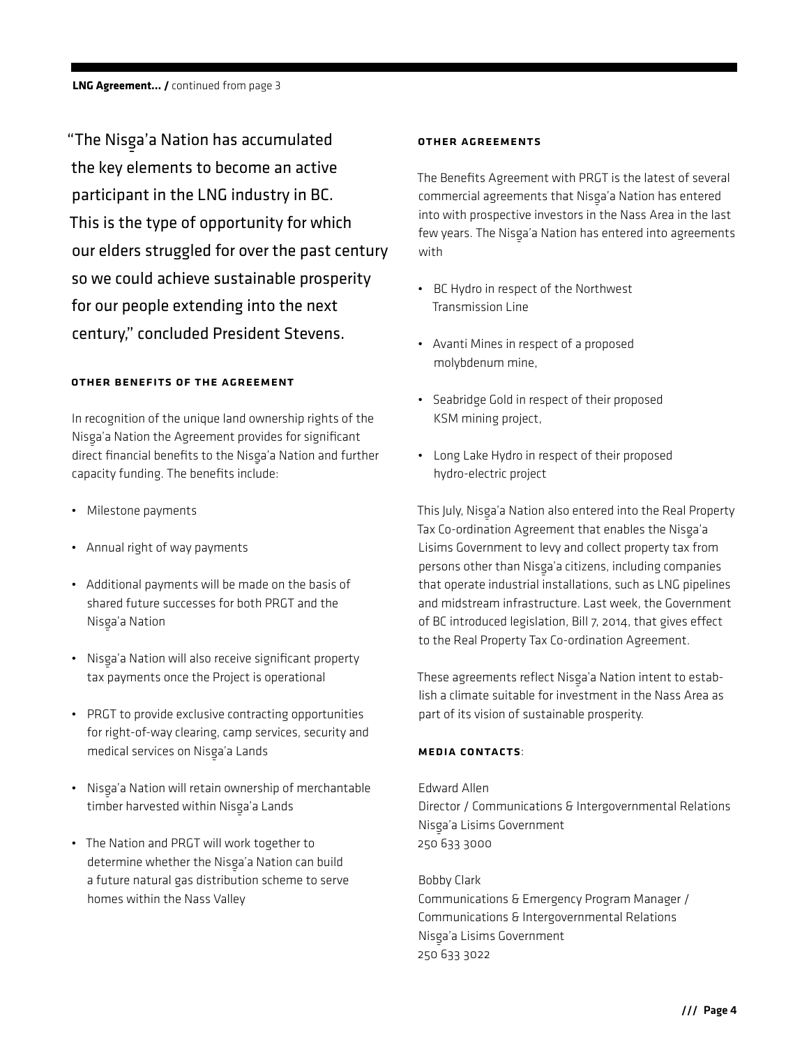**LNG Agreement... /** continued from page 3

"The Nisg̱a'a Nation has accumulated the key elements to become an active participant in the LNG industry in BC. This is the type of opportunity for which our elders struggled for over the past century so we could achieve sustainable prosperity for our people extending into the next century," concluded President Stevens.

### OTHER BENEFITS OF THE AGREEMENT

In recognition of the unique land ownership rights of the Nisg̱a'a Nation the Agreement provides for significant direct financial benefits to the Nisg̱a'a Nation and further capacity funding. The benefits include:

- Milestone payments
- Annual right of way payments
- Additional payments will be made on the basis of shared future successes for both PRGT and the Nisg̱a'a Nation
- Nisg̱a'a Nation will also receive significant property tax payments once the Project is operational
- PRGT to provide exclusive contracting opportunities for right-of-way clearing, camp services, security and medical services on Nisg̱a'a Lands
- Nisg̱a'a Nation will retain ownership of merchantable timber harvested within Nisg̱a'a Lands
- The Nation and PRGT will work together to determine whether the Nisg̱a'a Nation can build a future natural gas distribution scheme to serve homes within the Nass Valley

### OTHER AGREEMENTS

The Benefits Agreement with PRGT is the latest of several commercial agreements that Nisg̱a'a Nation has entered into with prospective investors in the Nass Area in the last few years. The Nisg̱a'a Nation has entered into agreements with

- BC Hydro in respect of the Northwest Transmission Line
- Avanti Mines in respect of a proposed molybdenum mine,
- Seabridge Gold in respect of their proposed KSM mining project,
- Long Lake Hydro in respect of their proposed hydro-electric project

This July, Nisg̱a'a Nation also entered into the Real Property Tax Co-ordination Agreement that enables the Nisg̱a'a Lisims Government to levy and collect property tax from persons other than Nisg̱a'a citizens, including companies that operate industrial installations, such as LNG pipelines and midstream infrastructure. Last week, the Government of BC introduced legislation, Bill 7, 2014, that gives effect to the Real Property Tax Co-ordination Agreement.

These agreements reflect Nisg̱a'a Nation intent to establish a climate suitable for investment in the Nass Area as part of its vision of sustainable prosperity.

### MEDIA CONTACTS:

Edward Allen
Director / Communications & Intergovernmental Relations
Nisg̱a'a Lisims Government
250 633 3000

Bobby Clark
Communications & Emergency Program Manager / Communications & Intergovernmental Relations
Nisg̱a'a Lisims Government
250 633 3022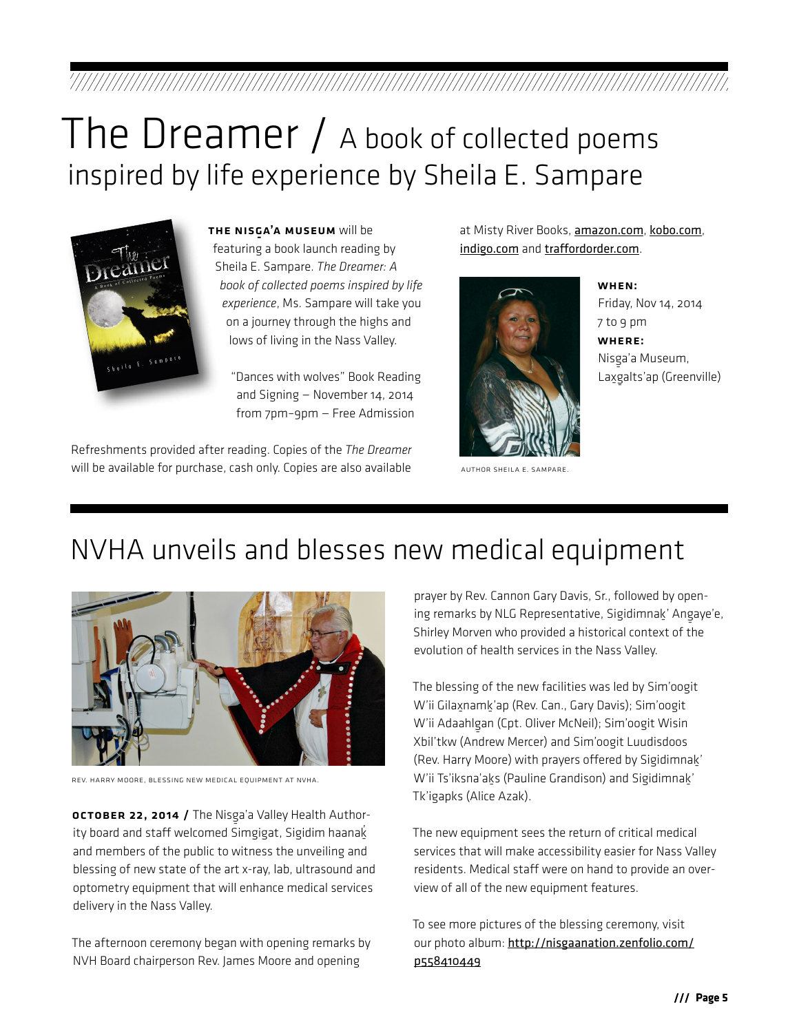# The Dreamer / A book of collected poems inspired by life experience by Sheila E. Sampare

**THE NISG̱A'A MUSEUM** will be featuring a book launch reading by Sheila E. Sampare. *The Dreamer: A book of collected poems inspired by life experience*, Ms. Sampare will take you on a journey through the highs and lows of living in the Nass Valley.

"Dances with wolves" Book Reading and Signing – November 14, 2014 from 7pm–9pm – Free Admission

Refreshments provided after reading. Copies of the *The Dreamer* will be available for purchase, cash only. Copies are also available at Misty River Books, amazon.com, kobo.com, indigo.com and traffordorder.com.

**WHEN:**
Friday, Nov 14, 2014
7 to 9 pm

**WHERE:**
Nisg̱a'a Museum,
Lax̱g̱alts'ap (Greenville)

AUTHOR SHEILA E. SAMPARE.

# NVHA unveils and blesses new medical equipment

REV. HARRY MOORE, BLESSING NEW MEDICAL EQUIPMENT AT NVHA.

**OCTOBER 22, 2014 /** The Nisg̱a'a Valley Health Authority board and staff welcomed Simgigat, Sigidim haanak̲' and members of the public to witness the unveiling and blessing of new state of the art x-ray, lab, ultrasound and optometry equipment that will enhance medical services delivery in the Nass Valley.

The afternoon ceremony began with opening remarks by NVH Board chairperson Rev. James Moore and opening prayer by Rev. Cannon Gary Davis, Sr., followed by opening remarks by NLG Representative, Sigidimnak̲' Ang̱aye'e, Shirley Morven who provided a historical context of the evolution of health services in the Nass Valley.

The blessing of the new facilities was led by Sim'oogit W'ii Gilax̱namk̲'ap (Rev. Can., Gary Davis); Sim'oogit W'ii Adaahlg̱an (Cpt. Oliver McNeil); Sim'oogit Wisin Xbil'tkw (Andrew Mercer) and Sim'oogit Luudisdoos (Rev. Harry Moore) with prayers offered by Sigidimnak̲' W'ii Ts'iksna'ak̲s (Pauline Grandison) and Sigidimnak̲' Tk'igapks (Alice Azak).

The new equipment sees the return of critical medical services that will make accessibility easier for Nass Valley residents. Medical staff were on hand to provide an overview of all of the new equipment features.

To see more pictures of the blessing ceremony, visit our photo album: http://nisgaanation.zenfolio.com/p558410449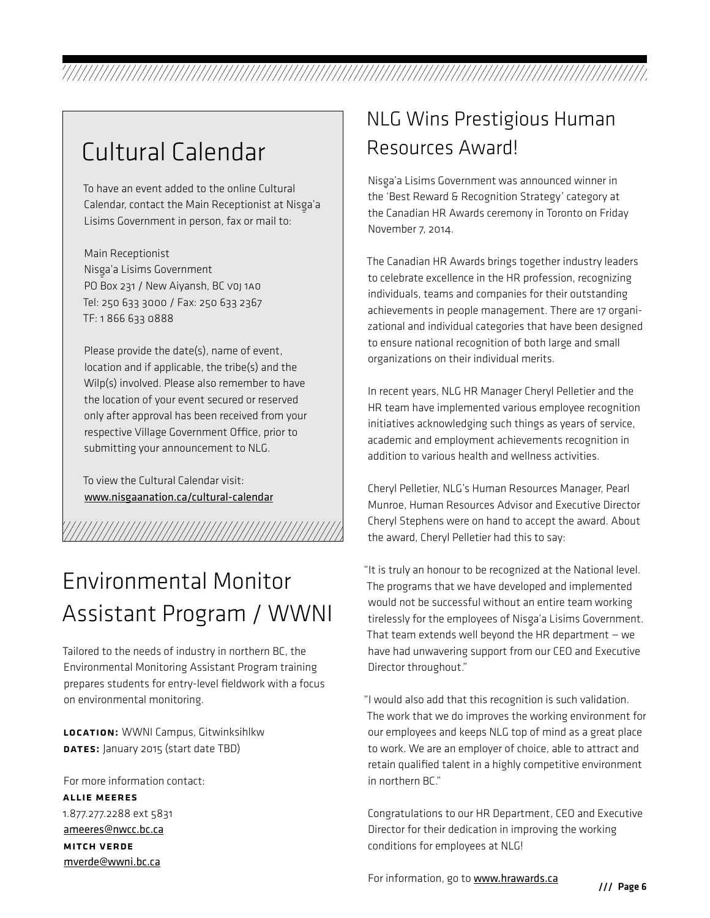## Cultural Calendar

To have an event added to the online Cultural Calendar, contact the Main Receptionist at Nisg̱a'a Lisims Government in person, fax or mail to:

Main Receptionist
Nisg̱a'a Lisims Government
PO Box 231 / New Aiyansh, BC V0J 1A0
Tel: 250 633 3000 / Fax: 250 633 2367
TF: 1 866 633 0888

Please provide the date(s), name of event, location and if applicable, the tribe(s) and the Wilp(s) involved. Please also remember to have the location of your event secured or reserved only after approval has been received from your respective Village Government Office, prior to submitting your announcement to NLG.

To view the Cultural Calendar visit:
www.nisgaanation.ca/cultural-calendar

## Environmental Monitor Assistant Program / WWNI

Tailored to the needs of industry in northern BC, the Environmental Monitoring Assistant Program training prepares students for entry-level fieldwork with a focus on environmental monitoring.

**LOCATION:** WWNI Campus, Gitwinksihlkw
**DATES:** January 2015 (start date TBD)

For more information contact:
**ALLIE MEERES**
1.877.277.2288 ext 5831
ameeres@nwcc.bc.ca
**MITCH VERDE**
mverde@wwni.bc.ca

## NLG Wins Prestigious Human Resources Award!

Nisg̱a'a Lisims Government was announced winner in the 'Best Reward & Recognition Strategy' category at the Canadian HR Awards ceremony in Toronto on Friday November 7, 2014.

The Canadian HR Awards brings together industry leaders to celebrate excellence in the HR profession, recognizing individuals, teams and companies for their outstanding achievements in people management. There are 17 organizational and individual categories that have been designed to ensure national recognition of both large and small organizations on their individual merits.

In recent years, NLG HR Manager Cheryl Pelletier and the HR team have implemented various employee recognition initiatives acknowledging such things as years of service, academic and employment achievements recognition in addition to various health and wellness activities.

Cheryl Pelletier, NLG's Human Resources Manager, Pearl Munroe, Human Resources Advisor and Executive Director Cheryl Stephens were on hand to accept the award. About the award, Cheryl Pelletier had this to say:

"It is truly an honour to be recognized at the National level. The programs that we have developed and implemented would not be successful without an entire team working tirelessly for the employees of Nisg̱a'a Lisims Government. That team extends well beyond the HR department – we have had unwavering support from our CEO and Executive Director throughout."

"I would also add that this recognition is such validation. The work that we do improves the working environment for our employees and keeps NLG top of mind as a great place to work. We are an employer of choice, able to attract and retain qualified talent in a highly competitive environment in northern BC."

Congratulations to our HR Department, CEO and Executive Director for their dedication in improving the working conditions for employees at NLG!

For information, go to www.hrawards.ca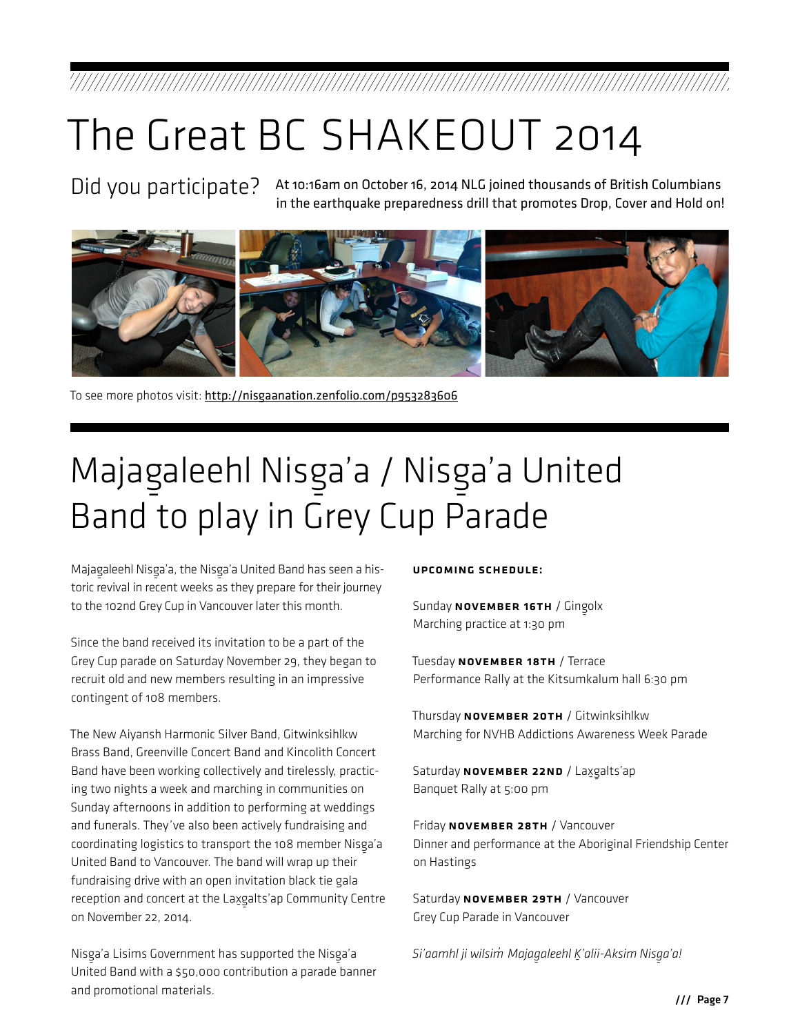# The Great BC SHAKEOUT 2014

## Did you participate?

At 10:16am on October 16, 2014 NLG joined thousands of British Columbians in the earthquake preparedness drill that promotes Drop, Cover and Hold on!

To see more photos visit: http://nisgaanation.zenfolio.com/p953283606

# Majagaleehl Nisga'a / Nisga'a United Band to play in Grey Cup Parade

Majagaleehl Nisga'a, the Nisga'a United Band has seen a historic revival in recent weeks as they prepare for their journey to the 102nd Grey Cup in Vancouver later this month.

Since the band received its invitation to be a part of the Grey Cup parade on Saturday November 29, they began to recruit old and new members resulting in an impressive contingent of 108 members.

The New Aiyansh Harmonic Silver Band, Gitwinksihlkw Brass Band, Greenville Concert Band and Kincolith Concert Band have been working collectively and tirelessly, practicing two nights a week and marching in communities on Sunday afternoons in addition to performing at weddings and funerals. They've also been actively fundraising and coordinating logistics to transport the 108 member Nisga'a United Band to Vancouver. The band will wrap up their fundraising drive with an open invitation black tie gala reception and concert at the Laxgalts'ap Community Centre on November 22, 2014.

Nisga'a Lisims Government has supported the Nisga'a United Band with a $50,000 contribution a parade banner and promotional materials.

**UPCOMING SCHEDULE:**

Sunday **NOVEMBER 16TH** / Gingolx
Marching practice at 1:30 pm

Tuesday **NOVEMBER 18TH** / Terrace
Performance Rally at the Kitsumkalum hall 6:30 pm

Thursday **NOVEMBER 20TH** / Gitwinksihlkw
Marching for NVHB Addictions Awareness Week Parade

Saturday **NOVEMBER 22ND** / Laxgalts'ap
Banquet Rally at 5:00 pm

Friday **NOVEMBER 28TH** / Vancouver
Dinner and performance at the Aboriginal Friendship Center on Hastings

Saturday **NOVEMBER 29TH** / Vancouver
Grey Cup Parade in Vancouver

*Si'aamhl ji wilsim̓ Majagaleehl K̲'alii-Aksim Nisga'a!*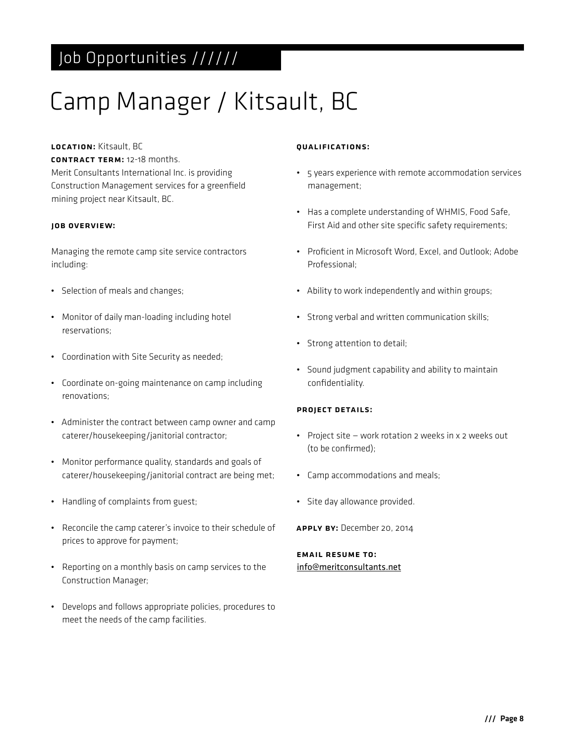## Job Opportunities //////

# Camp Manager / Kitsault, BC

**LOCATION:** Kitsault, BC
**CONTRACT TERM:** 12-18 months.
Merit Consultants International Inc. is providing Construction Management services for a greenfield mining project near Kitsault, BC.

**JOB OVERVIEW:**

Managing the remote camp site service contractors including:

- Selection of meals and changes;
- Monitor of daily man-loading including hotel reservations;
- Coordination with Site Security as needed;
- Coordinate on-going maintenance on camp including renovations;
- Administer the contract between camp owner and camp caterer/housekeeping/janitorial contractor;
- Monitor performance quality, standards and goals of caterer/housekeeping/janitorial contract are being met;
- Handling of complaints from guest;
- Reconcile the camp caterer's invoice to their schedule of prices to approve for payment;
- Reporting on a monthly basis on camp services to the Construction Manager;
- Develops and follows appropriate policies, procedures to meet the needs of the camp facilities.

**QUALIFICATIONS:**

- 5 years experience with remote accommodation services management;
- Has a complete understanding of WHMIS, Food Safe, First Aid and other site specific safety requirements;
- Proficient in Microsoft Word, Excel, and Outlook; Adobe Professional;
- Ability to work independently and within groups;
- Strong verbal and written communication skills;
- Strong attention to detail;
- Sound judgment capability and ability to maintain confidentiality.

**PROJECT DETAILS:**

- Project site – work rotation 2 weeks in x 2 weeks out (to be confirmed);
- Camp accommodations and meals;
- Site day allowance provided.

**APPLY BY:** December 20, 2014

**EMAIL RESUME TO:**
info@meritconsultants.net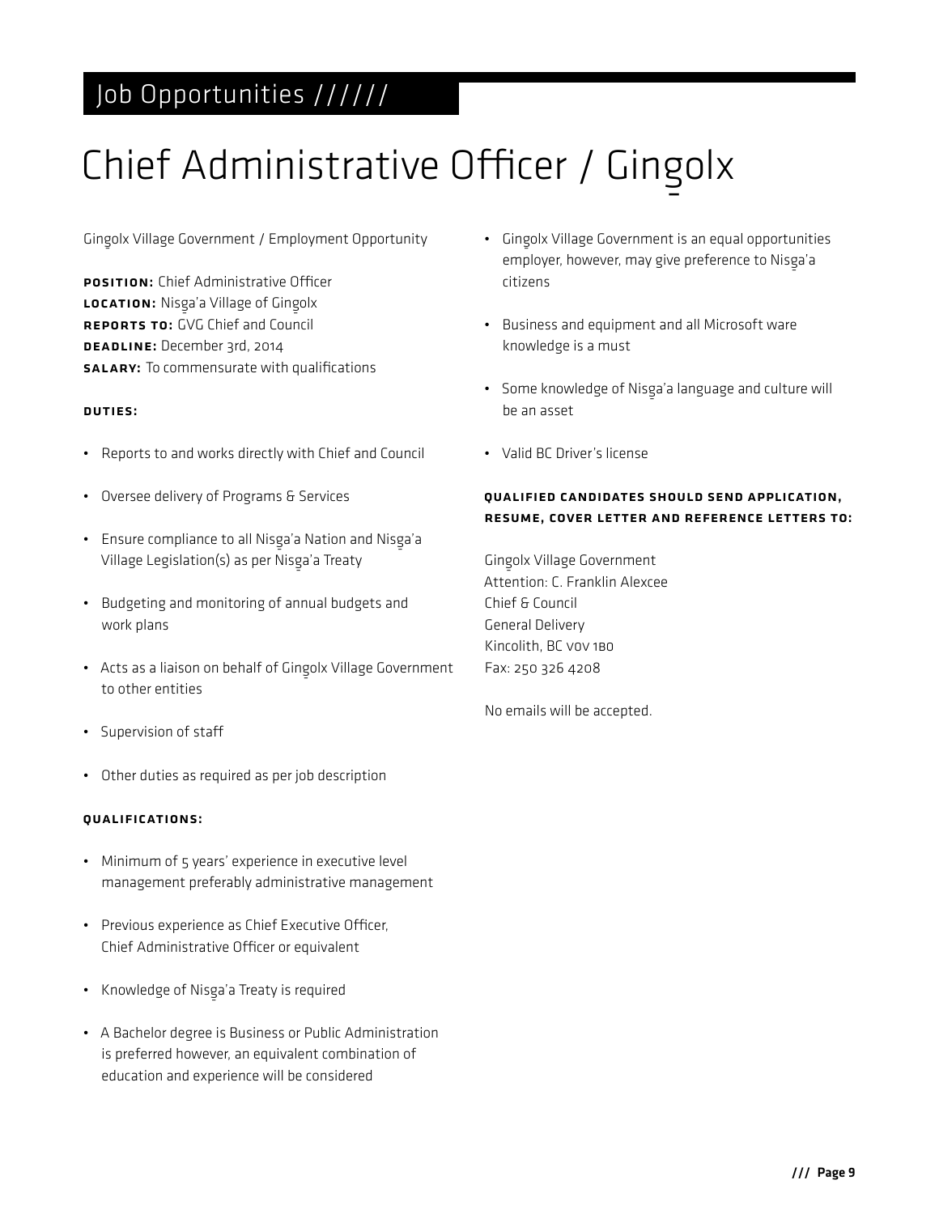## Job Opportunities //////

# Chief Administrative Officer / Gingolx

Gingolx Village Government / Employment Opportunity

**POSITION:** Chief Administrative Officer
**LOCATION:** Nisga'a Village of Gingolx
**REPORTS TO:** GVG Chief and Council
**DEADLINE:** December 3rd, 2014
**SALARY:** To commensurate with qualifications

**DUTIES:**

- Reports to and works directly with Chief and Council
- Oversee delivery of Programs & Services
- Ensure compliance to all Nisga'a Nation and Nisga'a Village Legislation(s) as per Nisga'a Treaty
- Budgeting and monitoring of annual budgets and work plans
- Acts as a liaison on behalf of Gingolx Village Government to other entities
- Supervision of staff
- Other duties as required as per job description

**QUALIFICATIONS:**

- Minimum of 5 years' experience in executive level management preferably administrative management
- Previous experience as Chief Executive Officer, Chief Administrative Officer or equivalent
- Knowledge of Nisga'a Treaty is required
- A Bachelor degree is Business or Public Administration is preferred however, an equivalent combination of education and experience will be considered
- Gingolx Village Government is an equal opportunities employer, however, may give preference to Nisga'a citizens
- Business and equipment and all Microsoft ware knowledge is a must
- Some knowledge of Nisga'a language and culture will be an asset
- Valid BC Driver's license

**QUALIFIED CANDIDATES SHOULD SEND APPLICATION, RESUME, COVER LETTER AND REFERENCE LETTERS TO:**

Gingolx Village Government
Attention: C. Franklin Alexcee
Chief & Council
General Delivery
Kincolith, BC V0V 1B0
Fax: 250 326 4208

No emails will be accepted.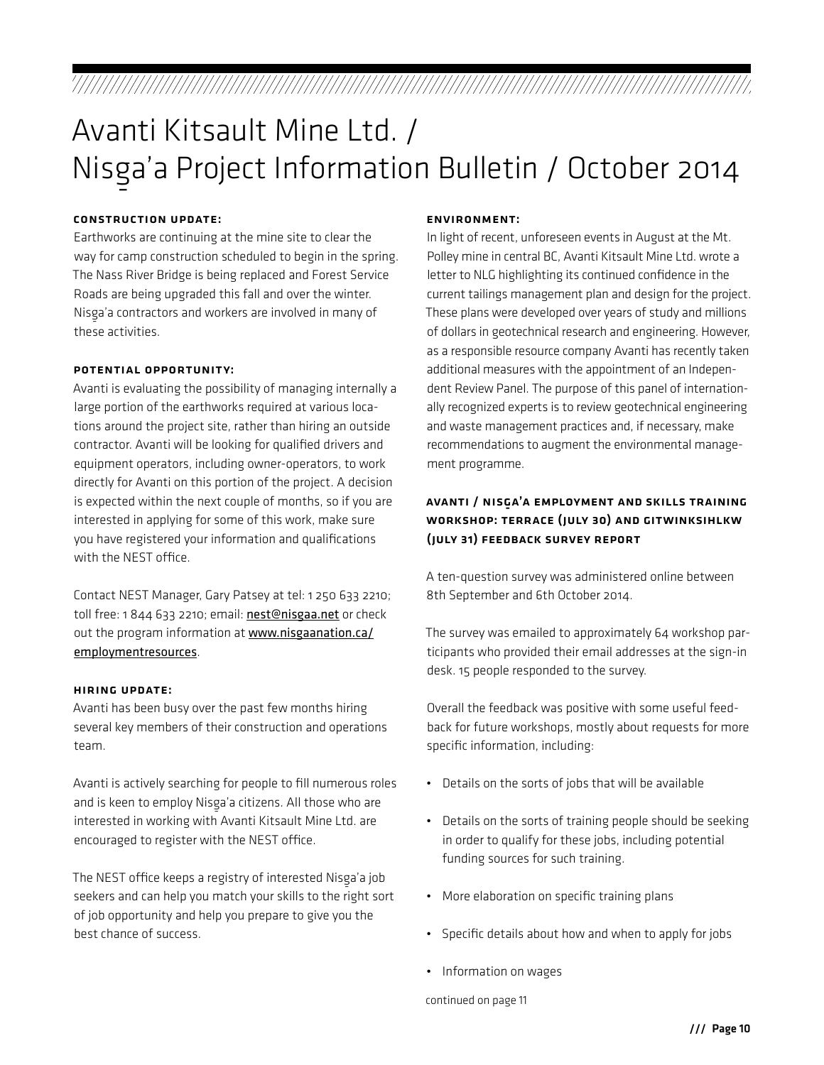# Avanti Kitsault Mine Ltd. / Nisg̱a'a Project Information Bulletin / October 2014

### CONSTRUCTION UPDATE:

Earthworks are continuing at the mine site to clear the way for camp construction scheduled to begin in the spring. The Nass River Bridge is being replaced and Forest Service Roads are being upgraded this fall and over the winter. Nisg̱a'a contractors and workers are involved in many of these activities.

### POTENTIAL OPPORTUNITY:

Avanti is evaluating the possibility of managing internally a large portion of the earthworks required at various locations around the project site, rather than hiring an outside contractor. Avanti will be looking for qualified drivers and equipment operators, including owner-operators, to work directly for Avanti on this portion of the project. A decision is expected within the next couple of months, so if you are interested in applying for some of this work, make sure you have registered your information and qualifications with the NEST office.

Contact NEST Manager, Gary Patsey at tel: 1 250 633 2210; toll free: 1 844 633 2210; email: nest@nisgaa.net or check out the program information at www.nisgaanation.ca/employmentresources.

### HIRING UPDATE:

Avanti has been busy over the past few months hiring several key members of their construction and operations team.

Avanti is actively searching for people to fill numerous roles and is keen to employ Nisg̱a'a citizens. All those who are interested in working with Avanti Kitsault Mine Ltd. are encouraged to register with the NEST office.

The NEST office keeps a registry of interested Nisg̱a'a job seekers and can help you match your skills to the right sort of job opportunity and help you prepare to give you the best chance of success.

### ENVIRONMENT:

In light of recent, unforeseen events in August at the Mt. Polley mine in central BC, Avanti Kitsault Mine Ltd. wrote a letter to NLG highlighting its continued confidence in the current tailings management plan and design for the project. These plans were developed over years of study and millions of dollars in geotechnical research and engineering. However, as a responsible resource company Avanti has recently taken additional measures with the appointment of an Independent Review Panel. The purpose of this panel of internationally recognized experts is to review geotechnical engineering and waste management practices and, if necessary, make recommendations to augment the environmental management programme.

### AVANTI / NISG̱A'A EMPLOYMENT AND SKILLS TRAINING WORKSHOP: TERRACE (JULY 30) AND GITWINKSIHLKW (JULY 31) FEEDBACK SURVEY REPORT

A ten-question survey was administered online between 8th September and 6th October 2014.

The survey was emailed to approximately 64 workshop participants who provided their email addresses at the sign-in desk. 15 people responded to the survey.

Overall the feedback was positive with some useful feedback for future workshops, mostly about requests for more specific information, including:

- Details on the sorts of jobs that will be available
- Details on the sorts of training people should be seeking in order to qualify for these jobs, including potential funding sources for such training.
- More elaboration on specific training plans
- Specific details about how and when to apply for jobs
- Information on wages

continued on page 11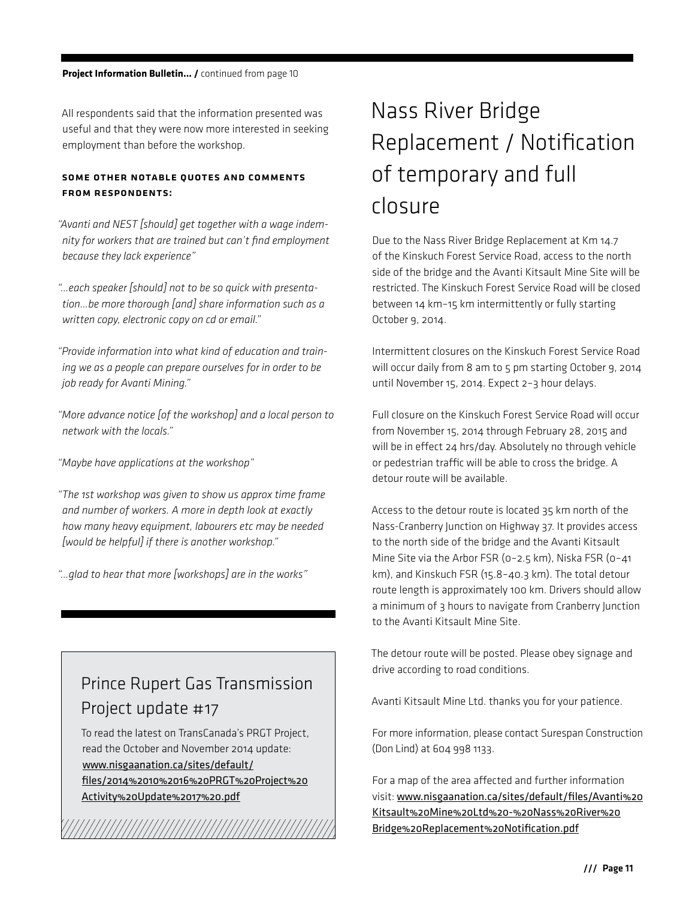**Project Information Bulletin... /** continued from page 10

All respondents said that the information presented was useful and that they were now more interested in seeking employment than before the workshop.

### SOME OTHER NOTABLE QUOTES AND COMMENTS FROM RESPONDENTS:

*"Avanti and NEST [should] get together with a wage indemnity for workers that are trained but can't find employment because they lack experience"*

*"...each speaker [should] not to be so quick with presentation...be more thorough [and] share information such as a written copy, electronic copy on cd or email."*

*"Provide information into what kind of education and training we as a people can prepare ourselves for in order to be job ready for Avanti Mining."*

*"More advance notice [of the workshop] and a local person to network with the locals."*

*"Maybe have applications at the workshop"*

*"The 1st workshop was given to show us approx time frame and number of workers. A more in depth look at exactly how many heavy equipment, labourers etc may be needed [would be helpful] if there is another workshop."*

*"...glad to hear that more [workshops] are in the works"*

## Prince Rupert Gas Transmission Project update #17

To read the latest on TransCanada's PRGT Project, read the October and November 2014 update: www.nisgaanation.ca/sites/default/files/2014%2010%2016%20PRGT%20Project%20Activity%20Update%2017%20.pdf

# Nass River Bridge Replacement / Notification of temporary and full closure

Due to the Nass River Bridge Replacement at Km 14.7 of the Kinskuch Forest Service Road, access to the north side of the bridge and the Avanti Kitsault Mine Site will be restricted. The Kinskuch Forest Service Road will be closed between 14 km–15 km intermittently or fully starting October 9, 2014.

Intermittent closures on the Kinskuch Forest Service Road will occur daily from 8 am to 5 pm starting October 9, 2014 until November 15, 2014. Expect 2–3 hour delays.

Full closure on the Kinskuch Forest Service Road will occur from November 15, 2014 through February 28, 2015 and will be in effect 24 hrs/day. Absolutely no through vehicle or pedestrian traffic will be able to cross the bridge. A detour route will be available.

Access to the detour route is located 35 km north of the Nass-Cranberry Junction on Highway 37. It provides access to the north side of the bridge and the Avanti Kitsault Mine Site via the Arbor FSR (0–2.5 km), Niska FSR (0–41 km), and Kinskuch FSR (15.8–40.3 km). The total detour route length is approximately 100 km. Drivers should allow a minimum of 3 hours to navigate from Cranberry Junction to the Avanti Kitsault Mine Site.

The detour route will be posted. Please obey signage and drive according to road conditions.

Avanti Kitsault Mine Ltd. thanks you for your patience.

For more information, please contact Surespan Construction (Don Lind) at 604 998 1133.

For a map of the area affected and further information visit: www.nisgaanation.ca/sites/default/files/Avanti%20Kitsault%20Mine%20Ltd%20-%20Nass%20River%20Bridge%20Replacement%20Notification.pdf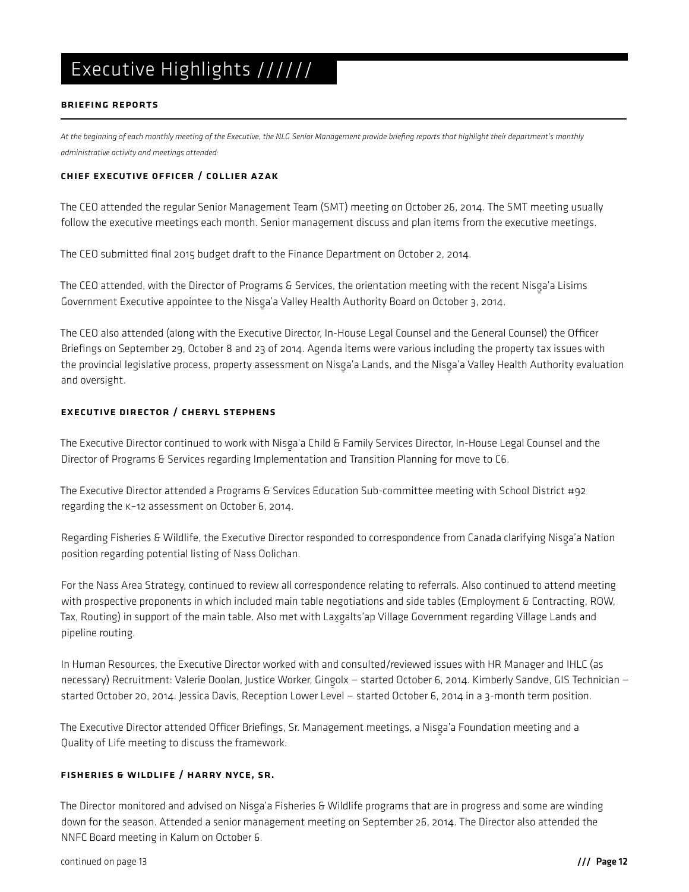# Executive Highlights //////

## BRIEFING REPORTS

*At the beginning of each monthly meeting of the Executive, the NLG Senior Management provide briefing reports that highlight their department's monthly administrative activity and meetings attended:*

### CHIEF EXECUTIVE OFFICER / COLLIER AZAK

The CEO attended the regular Senior Management Team (SMT) meeting on October 26, 2014. The SMT meeting usually follow the executive meetings each month. Senior management discuss and plan items from the executive meetings.

The CEO submitted final 2015 budget draft to the Finance Department on October 2, 2014.

The CEO attended, with the Director of Programs & Services, the orientation meeting with the recent Nisg̱a'a Lisims Government Executive appointee to the Nisg̱a'a Valley Health Authority Board on October 3, 2014.

The CEO also attended (along with the Executive Director, In-House Legal Counsel and the General Counsel) the Officer Briefings on September 29, October 8 and 23 of 2014. Agenda items were various including the property tax issues with the provincial legislative process, property assessment on Nisg̱a'a Lands, and the Nisg̱a'a Valley Health Authority evaluation and oversight.

### EXECUTIVE DIRECTOR / CHERYL STEPHENS

The Executive Director continued to work with Nisg̱a'a Child & Family Services Director, In-House Legal Counsel and the Director of Programs & Services regarding Implementation and Transition Planning for move to C6.

The Executive Director attended a Programs & Services Education Sub-committee meeting with School District #92 regarding the K–12 assessment on October 6, 2014.

Regarding Fisheries & Wildlife, the Executive Director responded to correspondence from Canada clarifying Nisg̱a'a Nation position regarding potential listing of Nass Oolichan.

For the Nass Area Strategy, continued to review all correspondence relating to referrals. Also continued to attend meeting with prospective proponents in which included main table negotiations and side tables (Employment & Contracting, ROW, Tax, Routing) in support of the main table. Also met with Lax̱g̱alts'ap Village Government regarding Village Lands and pipeline routing.

In Human Resources, the Executive Director worked with and consulted/reviewed issues with HR Manager and IHLC (as necessary) Recruitment: Valerie Doolan, Justice Worker, Gingolx – started October 6, 2014. Kimberly Sandve, GIS Technician – started October 20, 2014. Jessica Davis, Reception Lower Level – started October 6, 2014 in a 3-month term position.

The Executive Director attended Officer Briefings, Sr. Management meetings, a Nisg̱a'a Foundation meeting and a Quality of Life meeting to discuss the framework.

### FISHERIES & WILDLIFE / HARRY NYCE, SR.

The Director monitored and advised on Nisg̱a'a Fisheries & Wildlife programs that are in progress and some are winding down for the season. Attended a senior management meeting on September 26, 2014. The Director also attended the NNFC Board meeting in Kalum on October 6.

continued on page 13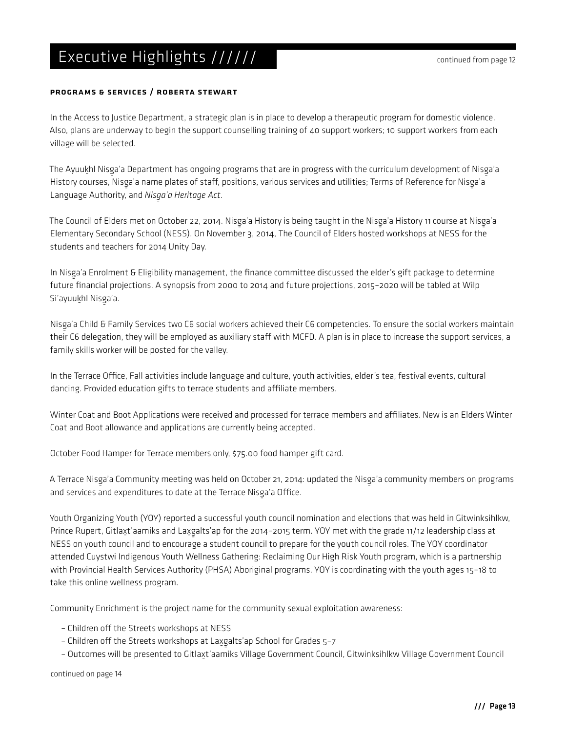# Executive Highlights //////

continued from page 12

### PROGRAMS & SERVICES / ROBERTA STEWART

In the Access to Justice Department, a strategic plan is in place to develop a therapeutic program for domestic violence. Also, plans are underway to begin the support counselling training of 40 support workers; 10 support workers from each village will be selected.

The Ayuuk̲hl Nisg̲a'a Department has ongoing programs that are in progress with the curriculum development of Nisg̲a'a History courses, Nisg̲a'a name plates of staff, positions, various services and utilities; Terms of Reference for Nisg̲a'a Language Authority, and *Nisg̲a'a Heritage Act*.

The Council of Elders met on October 22, 2014. Nisg̲a'a History is being taught in the Nisg̲a'a History 11 course at Nisg̲a'a Elementary Secondary School (NESS). On November 3, 2014, The Council of Elders hosted workshops at NESS for the students and teachers for 2014 Unity Day.

In Nisg̲a'a Enrolment & Eligibility management, the finance committee discussed the elder's gift package to determine future financial projections. A synopsis from 2000 to 2014 and future projections, 2015–2020 will be tabled at Wilp Si'ayuuk̲hl Nisg̲a'a.

Nisg̲a'a Child & Family Services two C6 social workers achieved their C6 competencies. To ensure the social workers maintain their C6 delegation, they will be employed as auxiliary staff with MCFD. A plan is in place to increase the support services, a family skills worker will be posted for the valley.

In the Terrace Office, Fall activities include language and culture, youth activities, elder's tea, festival events, cultural dancing. Provided education gifts to terrace students and affiliate members.

Winter Coat and Boot Applications were received and processed for terrace members and affiliates. New is an Elders Winter Coat and Boot allowance and applications are currently being accepted.

October Food Hamper for Terrace members only, $75.00 food hamper gift card.

A Terrace Nisg̲a'a Community meeting was held on October 21, 2014: updated the Nisg̲a'a community members on programs and services and expenditures to date at the Terrace Nisg̲a'a Office.

Youth Organizing Youth (YOY) reported a successful youth council nomination and elections that was held in Gitwinksihlkw, Prince Rupert, Gitlax̲t'aamiks and Lax̲g̲alts'ap for the 2014–2015 term. YOY met with the grade 11/12 leadership class at NESS on youth council and to encourage a student council to prepare for the youth council roles. The YOY coordinator attended Cuystwi Indigenous Youth Wellness Gathering: Reclaiming Our High Risk Youth program, which is a partnership with Provincial Health Services Authority (PHSA) Aboriginal programs. YOY is coordinating with the youth ages 15–18 to take this online wellness program.

Community Enrichment is the project name for the community sexual exploitation awareness:

- Children off the Streets workshops at NESS
- Children off the Streets workshops at Lax̲g̲alts'ap School for Grades 5–7
- Outcomes will be presented to Gitlax̲t'aamiks Village Government Council, Gitwinksihlkw Village Government Council

continued on page 14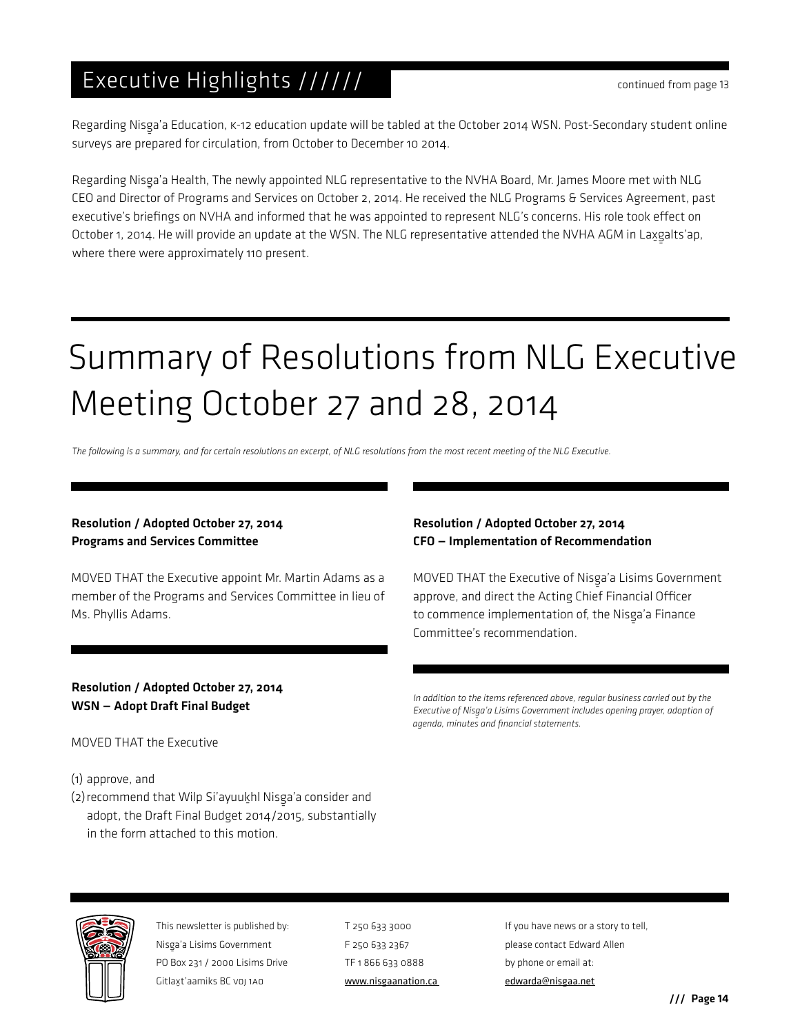## Executive Highlights //////

continued from page 13

Regarding Nisg̱a'a Education, K-12 education update will be tabled at the October 2014 WSN. Post-Secondary student online surveys are prepared for circulation, from October to December 10 2014.

Regarding Nisg̱a'a Health, The newly appointed NLG representative to the NVHA Board, Mr. James Moore met with NLG CEO and Director of Programs and Services on October 2, 2014. He received the NLG Programs & Services Agreement, past executive's briefings on NVHA and informed that he was appointed to represent NLG's concerns. His role took effect on October 1, 2014. He will provide an update at the WSN. The NLG representative attended the NVHA AGM in Lax̱g̱alts'ap, where there were approximately 110 present.

# Summary of Resolutions from NLG Executive Meeting October 27 and 28, 2014

*The following is a summary, and for certain resolutions an excerpt, of NLG resolutions from the most recent meeting of the NLG Executive.*

**Resolution / Adopted October 27, 2014**
**Programs and Services Committee**

MOVED THAT the Executive appoint Mr. Martin Adams as a member of the Programs and Services Committee in lieu of Ms. Phyllis Adams.

**Resolution / Adopted October 27, 2014**
**WSN — Adopt Draft Final Budget**

MOVED THAT the Executive

(1) approve, and
(2) recommend that Wilp Si'ayuuk̲hl Nisg̱a'a consider and adopt, the Draft Final Budget 2014/2015, substantially in the form attached to this motion.

**Resolution / Adopted October 27, 2014**
**CFO — Implementation of Recommendation**

MOVED THAT the Executive of Nisg̱a'a Lisims Government approve, and direct the Acting Chief Financial Officer to commence implementation of, the Nisg̱a'a Finance Committee's recommendation.

*In addition to the items referenced above, regular business carried out by the Executive of Nisg̱a'a Lisims Government includes opening prayer, adoption of agenda, minutes and financial statements.*

This newsletter is published by:
Nisg̱a'a Lisims Government
PO Box 231 / 2000 Lisims Drive
Gitlax̱t'aamiks BC V0J 1A0

T 250 633 3000
F 250 633 2367
TF 1 866 633 0888
www.nisgaanation.ca

If you have news or a story to tell, please contact Edward Allen by phone or email at:
edwarda@nisgaa.net